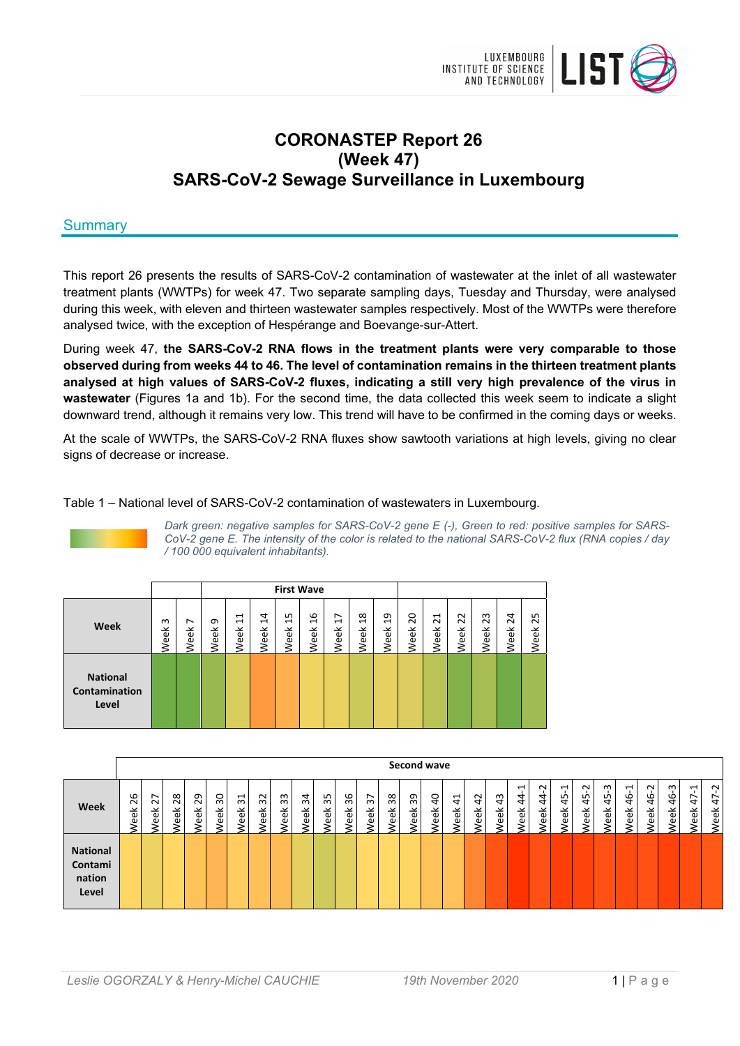# CORONASTEP Report 26 (Week 47) SARS-CoV-2 Sewage Surveillance in Luxembourg

## Summary

This report 26 presents the results of SARS-CoV-2 contamination of wastewater at the inlet of all wastewater treatment plants (WWTPs) for week 47. Two separate sampling days, Tuesday and Thursday, were analysed during this week, with eleven and thirteen wastewater samples respectively. Most of the WWTPs were therefore analysed twice, with the exception of Hespérange and Boevange-sur-Attert.

During week 47, **the SARS-CoV-2 RNA flows in the treatment plants were very comparable to those observed during from weeks 44 to 46. The level of contamination remains in the thirteen treatment plants analysed at high values of SARS-CoV-2 fluxes, indicating a still very high prevalence of the virus in wastewater** (Figures 1a and 1b). For the second time, the data collected this week seem to indicate a slight downward trend, although it remains very low. This trend will have to be confirmed in the coming days or weeks.

At the scale of WWTPs, the SARS-CoV-2 RNA fluxes show sawtooth variations at high levels, giving no clear signs of decrease or increase.

Table 1 – National level of SARS-CoV-2 contamination of wastewaters in Luxembourg.

*Dark green: negative samples for SARS-CoV-2 gene E (-), Green to red: positive samples for SARS-CoV-2 gene E. The intensity of the color is related to the national SARS-CoV-2 flux (RNA copies / day / 100 000 equivalent inhabitants).*

| | | | First Wave | | | | | | | | | | | | | |
|---|---|---|---|---|---|---|---|---|---|---|---|---|---|---|---|---|
| Week | Week 3 | Week 7 | Week 9 | Week 11 | Week 14 | Week 15 | Week 16 | Week 17 | Week 18 | Week 19 | Week 20 | Week 21 | Week 22 | Week 23 | Week 24 | Week 25 |
| National Contamination Level | | | | | | | | | | | | | | | | |

| | Second wave | | | | | | | | | | | | | | | | | | | | | | | | | | |
|---|---|---|---|---|---|---|---|---|---|---|---|---|---|---|---|---|---|---|---|---|---|---|---|---|---|---|---|
| Week | Week 26 | Week 27 | Week 28 | Week 29 | Week 30 | Week 31 | Week 32 | Week 33 | Week 34 | Week 35 | Week 36 | Week 37 | Week 38 | Week 39 | Week 40 | Week 41 | Week 42 | Week 43 | Week 44-1 | Week 44-2 | Week 45-1 | Week 45-2 | Week 45-3 | Week 46-1 | Week 46-2 | Week 46-3 | Week 47-1 | Week 47-2 |
| National Contamination Level | | | | | | | | | | | | | | | | | | | | | | | | | | | | |

Leslie OGORZALY & Henry-Michel CAUCHIE

19th November 2020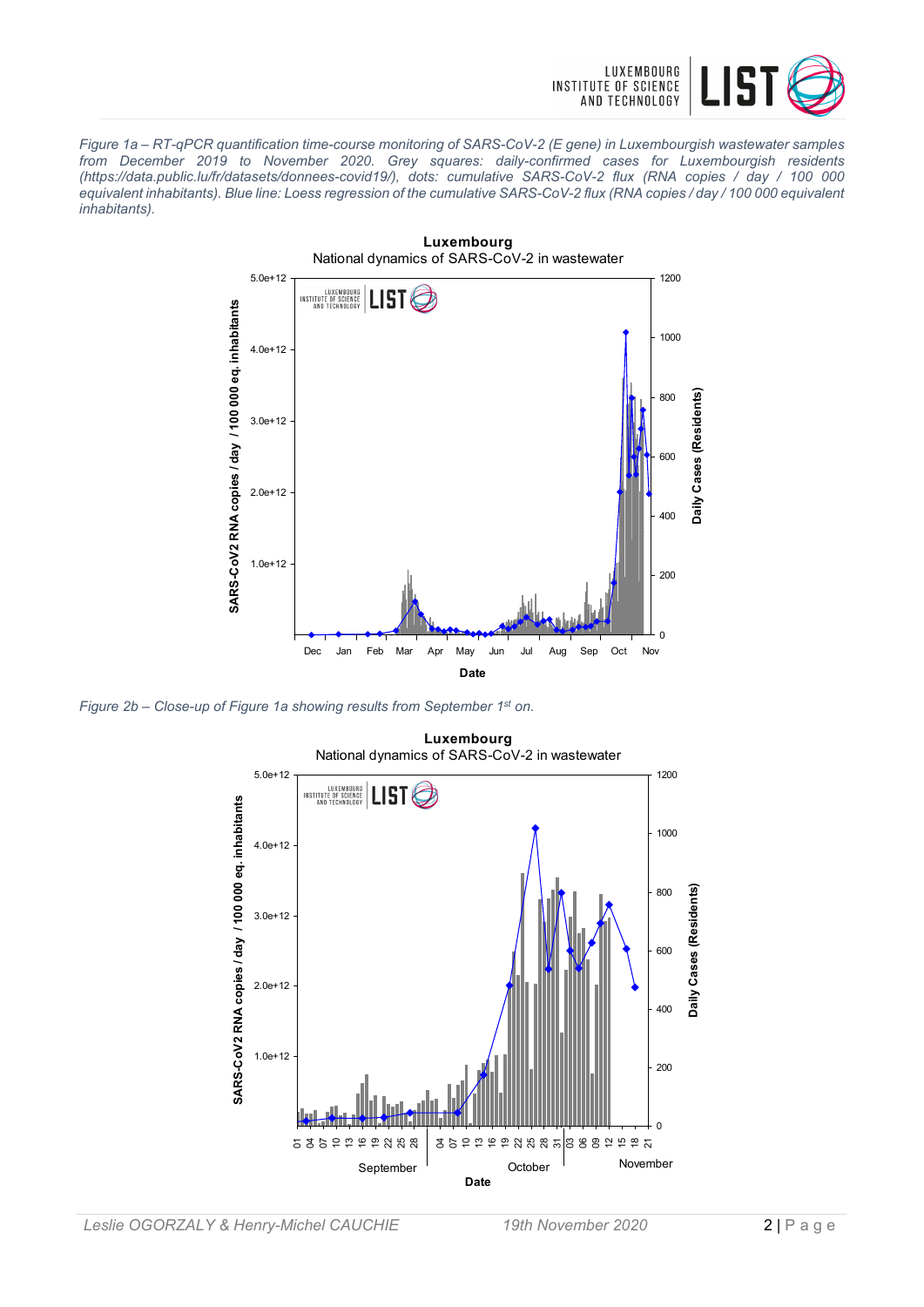*Figure 1a – RT-qPCR quantification time-course monitoring of SARS-CoV-2 (E gene) in Luxembourgish wastewater samples from December 2019 to November 2020. Grey squares: daily-confirmed cases for Luxembourgish residents (https://data.public.lu/fr/datasets/donnees-covid19/), dots: cumulative SARS-CoV-2 flux (RNA copies / day / 100 000 equivalent inhabitants). Blue line: Loess regression of the cumulative SARS-CoV-2 flux (RNA copies / day / 100 000 equivalent inhabitants).*

**Luxembourg**
National dynamics of SARS-CoV-2 in wastewater

LUXEMBOURG INSTITUTE OF SCIENCE AND TECHNOLOGY LIST

SARS-CoV2 RNA copies / day / 100 000 eq. inhabitants

5.0e+12
4.0e+12
3.0e+12
2.0e+12
1.0e+12

Daily Cases (Residents)

1200
1000
800
600
400
200
0

Dec Jan Feb Mar Apr May Jun Jul Aug Sep Oct Nov

Date

*Figure 2b – Close-up of Figure 1a showing results from September 1st on.*

**Luxembourg**
National dynamics of SARS-CoV-2 in wastewater

LUXEMBOURG INSTITUTE OF SCIENCE AND TECHNOLOGY LIST

SARS-CoV2 RNA copies / day / 100 000 eq. inhabitants

5.0e+12
4.0e+12
3.0e+12
2.0e+12
1.0e+12

Daily Cases (Residents)

1200
1000
800
600
400
200
0

01 04 07 10 13 16 19 22 25 28 | 04 07 10 13 16 19 22 25 28 31 | 03 06 09 12 15 18 21

September October November

Date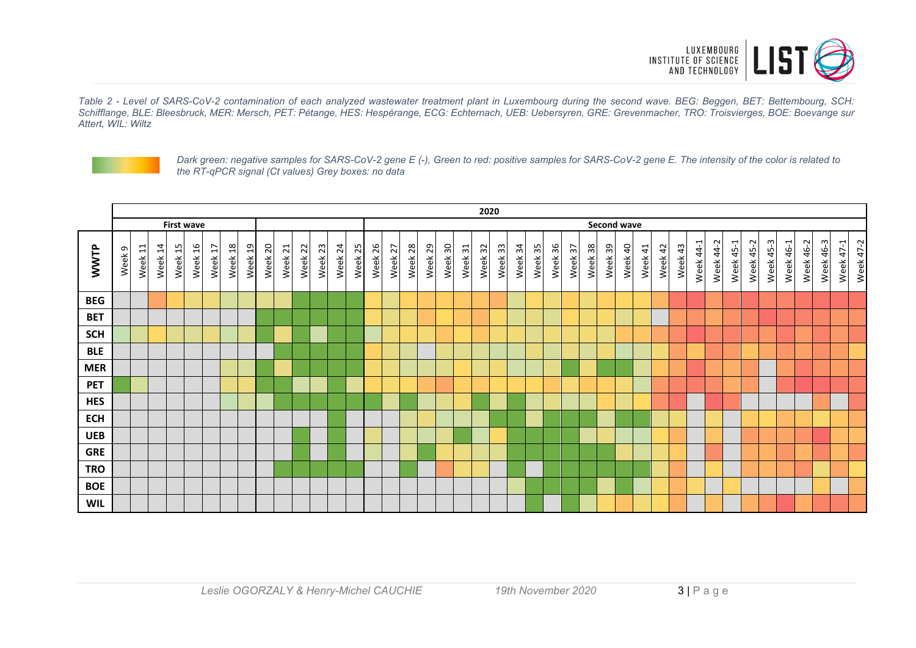*Table 2 - Level of SARS-CoV-2 contamination of each analyzed wastewater treatment plant in Luxembourg during the second wave. BEG: Beggen, BET: Bettembourg, SCH: Schifflange, BLE: Bleesbruck, MER: Mersch, PET: Pétange, HES: Hespèrange, ECG: Echternach, UEB: Uebersyren, GRE: Grevenmacher, TRO: Troisvierges, BOE: Boevange sur Attert, WIL: Wiltz*

*Dark green: negative samples for SARS-CoV-2 gene E (-), Green to red: positive samples for SARS-CoV-2 gene E. The intensity of the color is related to the RT-qPCR signal (Ct values) Grey boxes: no data*

| | 2020 | | | | | | | | | | | | | | | | | | | | | | | | | | | | | | | | | | | | | | | | | | | | |
|---|---|---|---|---|---|---|---|---|---|---|---|---|---|---|---|---|---|---|---|---|---|---|---|---|---|---|---|---|---|---|---|---|---|---|---|---|---|---|---|---|---|---|---|---|---|
| | First wave | | | | | | | | | | | | | | | | Second wave | | | | | | | | | | | | | | | | | | | | | | | | | | | | |
| **WWTP** | Week 9 | Week 11 | Week 14 | Week 15 | Week 16 | Week 17 | Week 18 | Week 19 | Week 20 | Week 21 | Week 22 | Week 23 | Week 24 | Week 25 | Week 26 | Week 27 | Week 28 | Week 29 | Week 30 | Week 31 | Week 32 | Week 33 | Week 34 | Week 35 | Week 36 | Week 37 | Week 38 | Week 39 | Week 40 | Week 41 | Week 42 | Week 43 | Week 44-1 | Week 44-2 | Week 45-1 | Week 45-2 | Week 45-3 | Week 46-1 | Week 46-2 | Week 46-3 | Week 47-1 | Week 47-2 |
| **BEG** | | | | | | | | | | | | | | | | | | | | | | | | | | | | | | | | | | | | | | | | | | |
| **BET** | | | | | | | | | | | | | | | | | | | | | | | | | | | | | | | | | | | | | | | | | | |
| **SCH** | | | | | | | | | | | | | | | | | | | | | | | | | | | | | | | | | | | | | | | | | | |
| **BLE** | | | | | | | | | | | | | | | | | | | | | | | | | | | | | | | | | | | | | | | | | | |
| **MER** | | | | | | | | | | | | | | | | | | | | | | | | | | | | | | | | | | | | | | | | | | |
| **PET** | | | | | | | | | | | | | | | | | | | | | | | | | | | | | | | | | | | | | | | | | | |
| **HES** | | | | | | | | | | | | | | | | | | | | | | | | | | | | | | | | | | | | | | | | | | |
| **ECH** | | | | | | | | | | | | | | | | | | | | | | | | | | | | | | | | | | | | | | | | | | |
| **UEB** | | | | | | | | | | | | | | | | | | | | | | | | | | | | | | | | | | | | | | | | | | |
| **GRE** | | | | | | | | | | | | | | | | | | | | | | | | | | | | | | | | | | | | | | | | | | |
| **TRO** | | | | | | | | | | | | | | | | | | | | | | | | | | | | | | | | | | | | | | | | | | |
| **BOE** | | | | | | | | | | | | | | | | | | | | | | | | | | | | | | | | | | | | | | | | | | |
| **WIL** | | | | | | | | | | | | | | | | | | | | | | | | | | | | | | | | | | | | | | | | | | |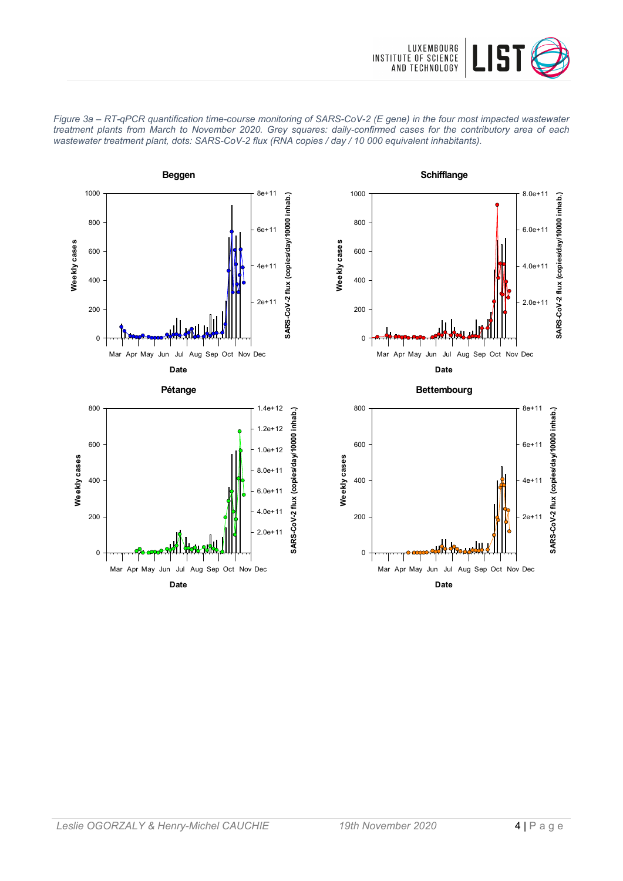*Figure 3a – RT-qPCR quantification time-course monitoring of SARS-CoV-2 (E gene) in the four most impacted wastewater treatment plants from March to November 2020. Grey squares: daily-confirmed cases for the contributory area of each wastewater treatment plant, dots: SARS-CoV-2 flux (RNA copies / day / 10 000 equivalent inhabitants).*

Beggen

Weekly cases: 0, 200, 400, 600, 800, 1000

SARS-CoV-2 flux (copies/day/10000 inhab.): 2e+11, 4e+11, 6e+11, 8e+11

Date: Mar Apr May Jun Jul Aug Sep Oct Nov Dec

Schifflange

Weekly cases: 0, 200, 400, 600, 800, 1000

SARS-CoV-2 flux (copies/day/10000 inhab.): 2.0e+11, 4.0e+11, 6.0e+11, 8.0e+11

Date: Mar Apr May Jun Jul Aug Sep Oct Nov Dec

Pétange

Weekly cases: 0, 200, 400, 600, 800

SARS-CoV-2 flux (copies/day/10000 inhab.): 2.0e+11, 4.0e+11, 6.0e+11, 8.0e+11, 1.0e+12, 1.2e+12, 1.4e+12

Date: Mar Apr May Jun Jul Aug Sep Oct Nov Dec

Bettembourg

Weekly cases: 0, 200, 400, 600, 800

SARS-CoV-2 flux (copies/day/10000 inhab.): 2e+11, 4e+11, 6e+11, 8e+11

Date: Mar Apr May Jun Jul Aug Sep Oct Nov Dec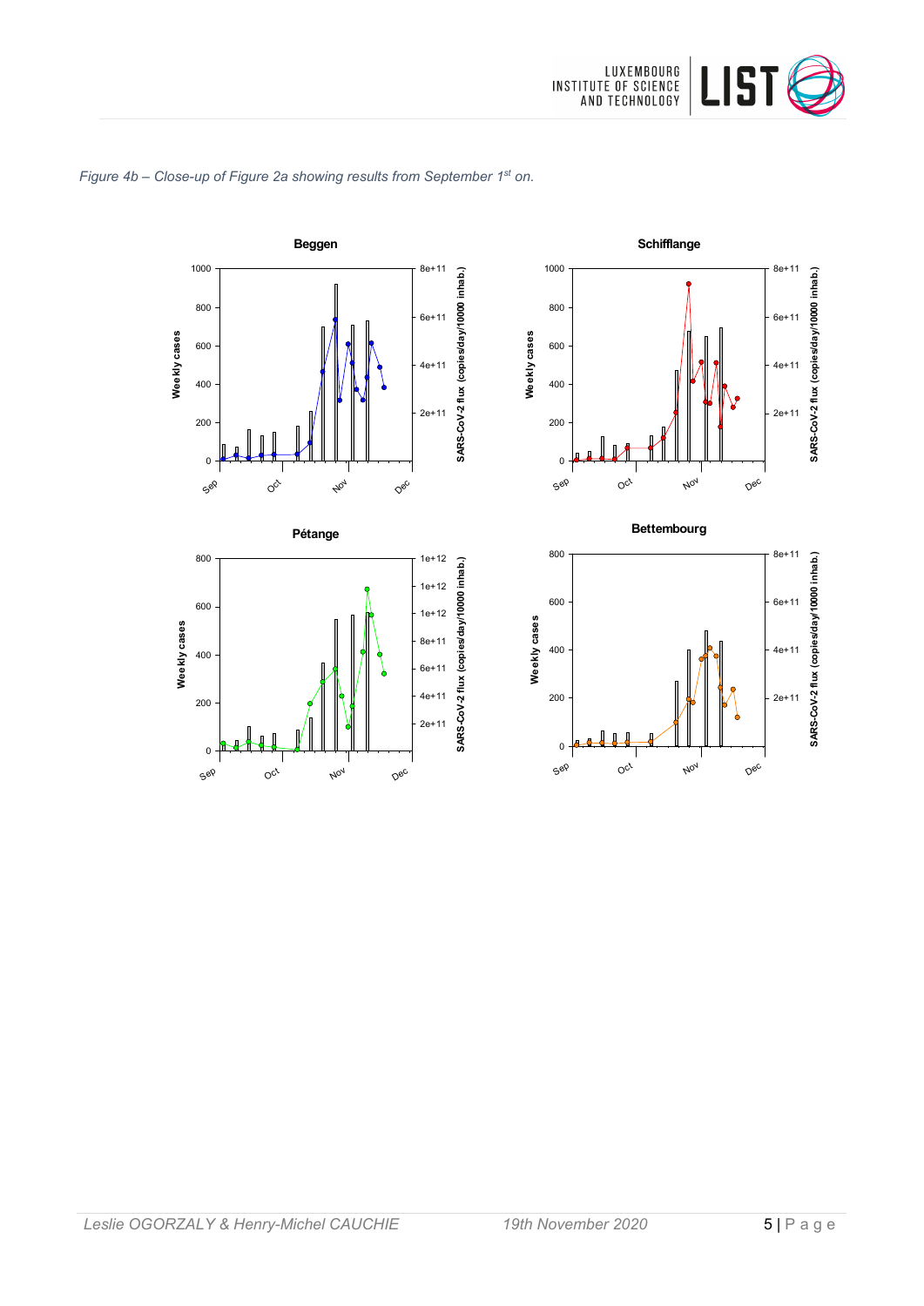*Figure 4b – Close-up of Figure 2a showing results from September 1st on.*

Beggen

Weekly cases

SARS-CoV-2 flux (copies/day/10000 inhab.)

0
200
400
600
800
1000

2e+11
4e+11
6e+11
8e+11

Sep
Oct
Nov
Dec

Schifflange

Weekly cases

SARS-CoV-2 flux (copies/day/10000 inhab.)

0
200
400
600
800
1000

2e+11
4e+11
6e+11
8e+11

Sep
Oct
Nov
Dec

Pétange

Weekly cases

SARS-CoV-2 flux (copies/day/10000 inhab.)

0
200
400
600
800

2e+11
4e+11
6e+11
8e+11
1e+12
1e+12
1e+12

Sep
Oct
Nov
Dec

Bettembourg

Weekly cases

SARS-CoV-2 flux (copies/day/10000 inhab.)

0
200
400
600
800

2e+11
4e+11
6e+11
8e+11

Sep
Oct
Nov
Dec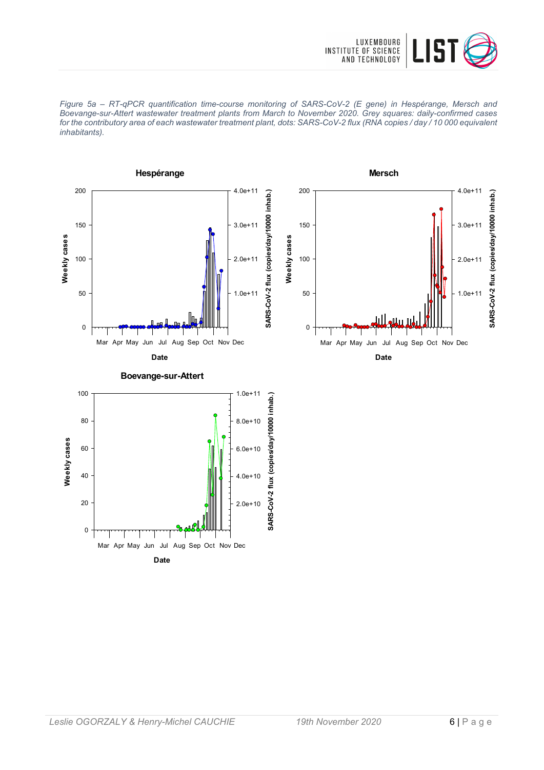*Figure 5a – RT-qPCR quantification time-course monitoring of SARS-CoV-2 (E gene) in Hespérange, Mersch and Boevange-sur-Attert wastewater treatment plants from March to November 2020. Grey squares: daily-confirmed cases for the contributory area of each wastewater treatment plant, dots: SARS-CoV-2 flux (RNA copies / day / 10 000 equivalent inhabitants).*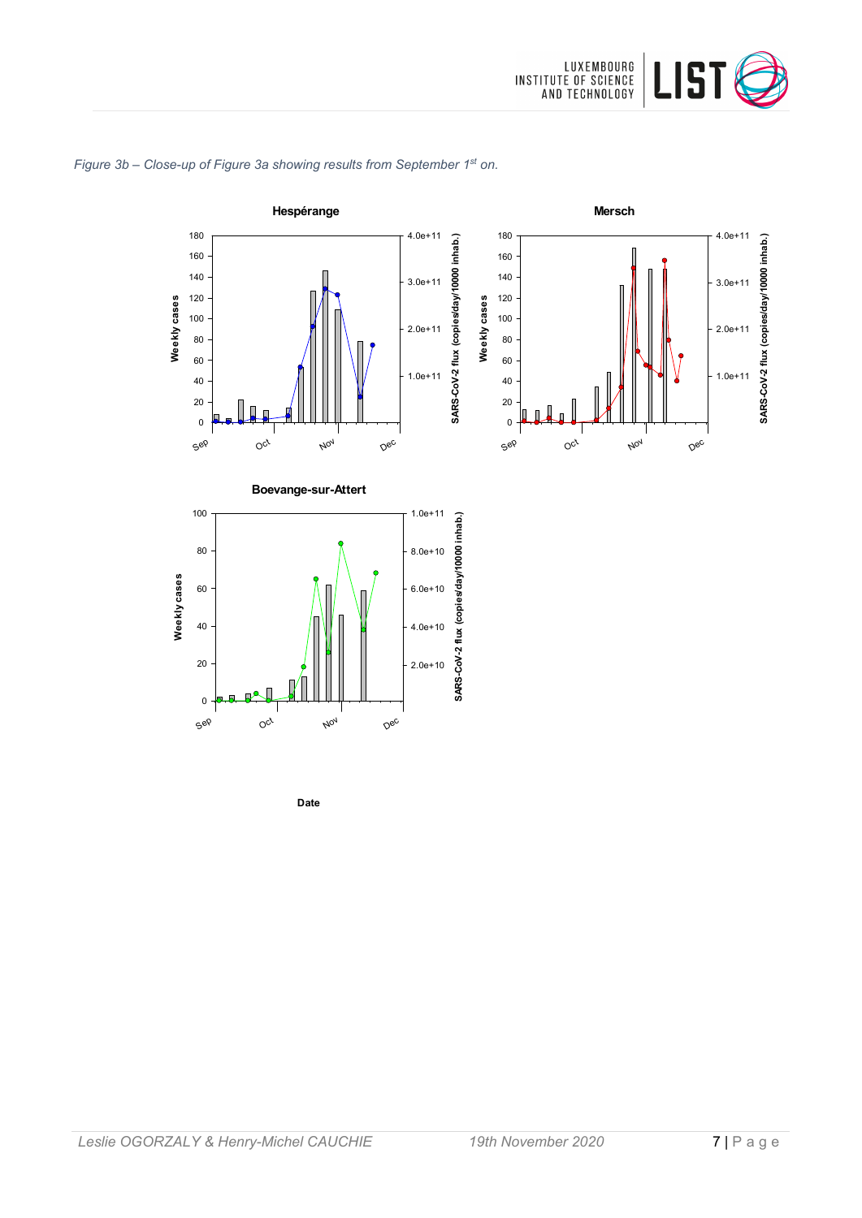*Figure 3b – Close-up of Figure 3a showing results from September 1st on.*

Hespérange

180
160
140
120
100
80
60
40
20
0

Weekly cases

4.0e+11
3.0e+11
2.0e+11
1.0e+11

SARS-CoV-2 flux (copies/day/10000 inhab.)

Sep
Oct
Nov
Dec

Mersch

180
160
140
120
100
80
60
40
20
0

Weekly cases

4.0e+11
3.0e+11
2.0e+11
1.0e+11

SARS-CoV-2 flux (copies/day/10000 inhab.)

Sep
Oct
Nov
Dec

Boevange-sur-Attert

100
80
60
40
20
0

Weekly cases

1.0e+11
8.0e+10
6.0e+10
4.0e+10
2.0e+10

SARS-CoV-2 flux (copies/day/10000 inhab.)

Sep
Oct
Nov
Dec

Date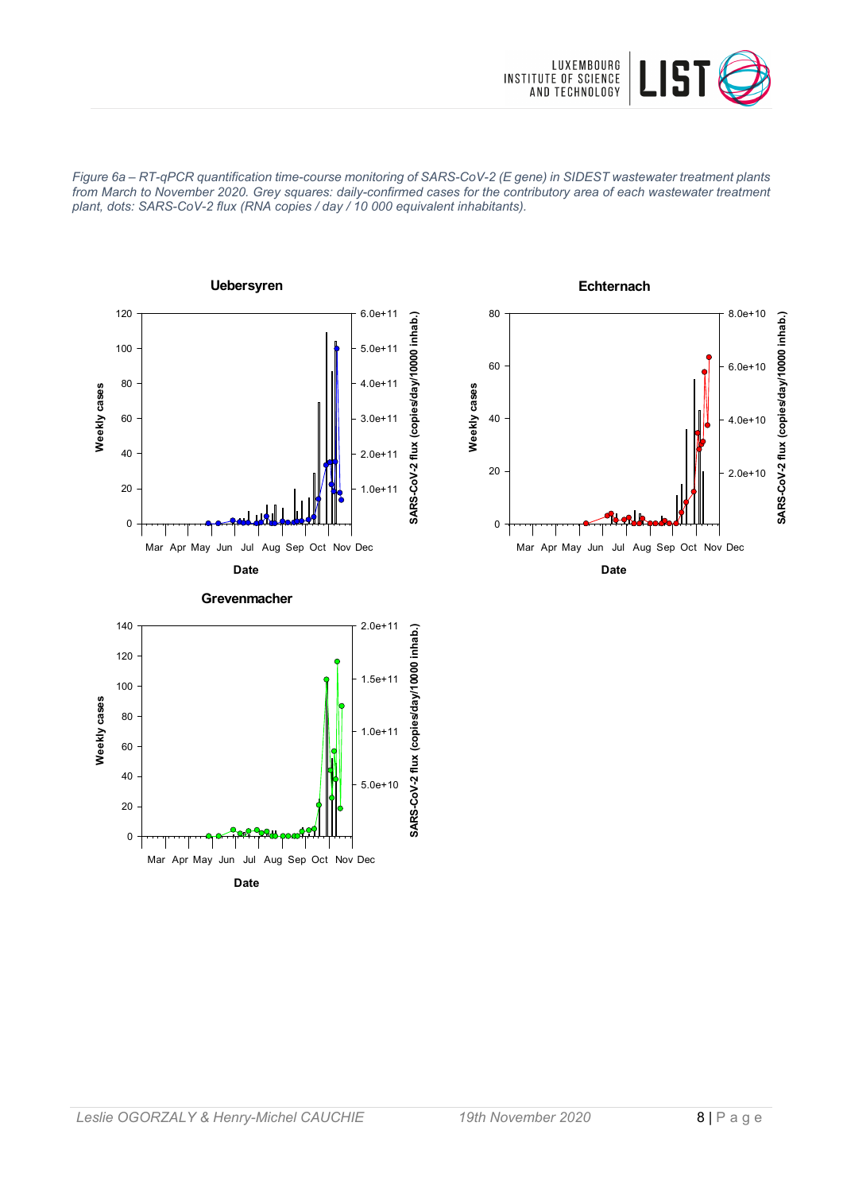*Figure 6a – RT-qPCR quantification time-course monitoring of SARS-CoV-2 (E gene) in SIDEST wastewater treatment plants from March to November 2020. Grey squares: daily-confirmed cases for the contributory area of each wastewater treatment plant, dots: SARS-CoV-2 flux (RNA copies / day / 10 000 equivalent inhabitants).*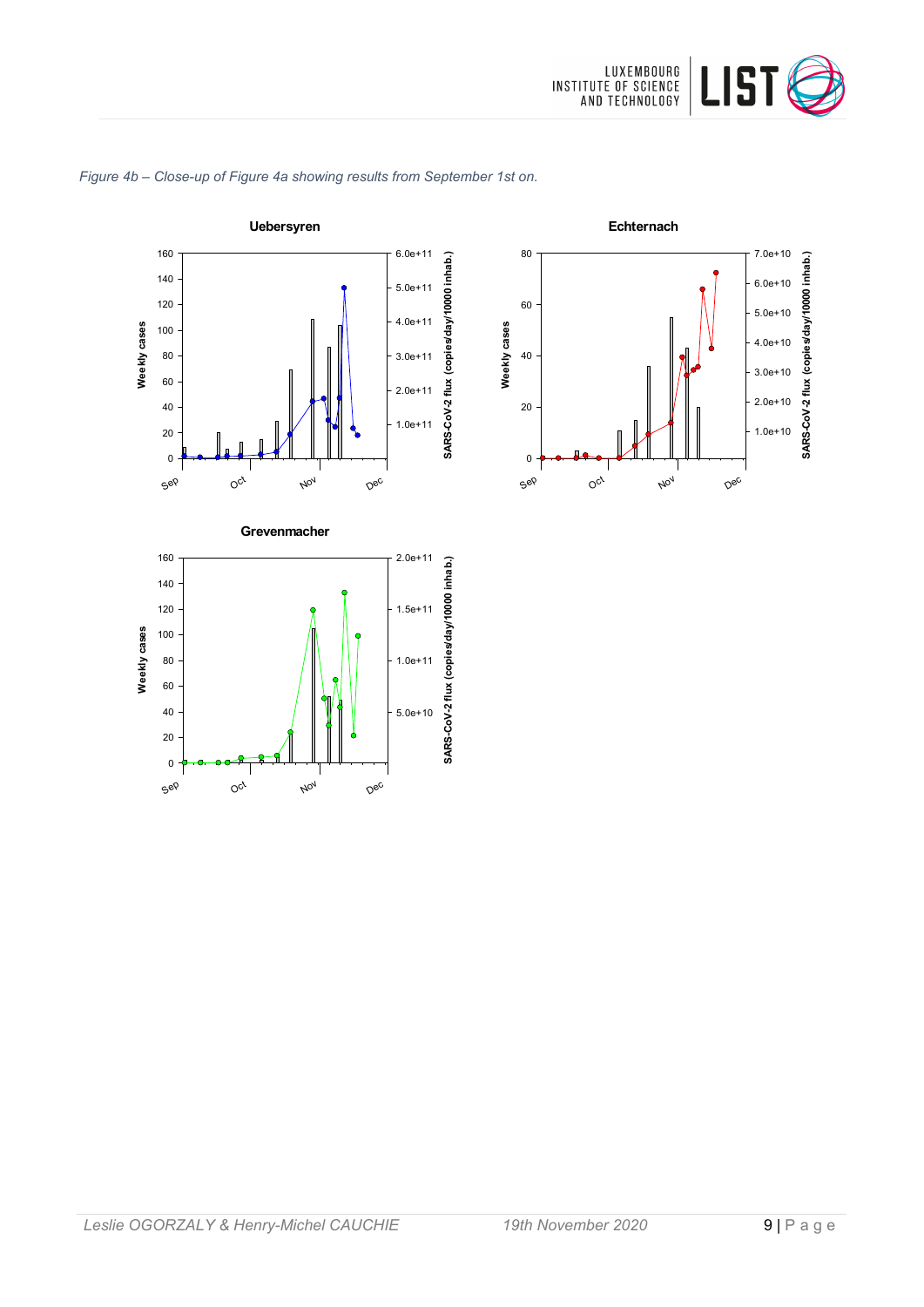*Figure 4b – Close-up of Figure 4a showing results from September 1st on.*

Uebersyren

Weekly cases

0
20
40
60
80
100
120
140
160

SARS-CoV-2 flux (copies/day/10000 inhab.)

1.0e+11
2.0e+11
3.0e+11
4.0e+11
5.0e+11
6.0e+11

Sep
Oct
Nov
Dec

Echternach

Weekly cases

0
20
40
60
80

SARS-CoV-2 flux (copies/day/10000 inhab.)

1.0e+10
2.0e+10
3.0e+10
4.0e+10
5.0e+10
6.0e+10
7.0e+10

Sep
Oct
Nov
Dec

Grevenmacher

Weekly cases

0
20
40
60
80
100
120
140
160

SARS-CoV-2 flux (copies/day/10000 inhab.)

5.0e+10
1.0e+11
1.5e+11
2.0e+11

Sep
Oct
Nov
Dec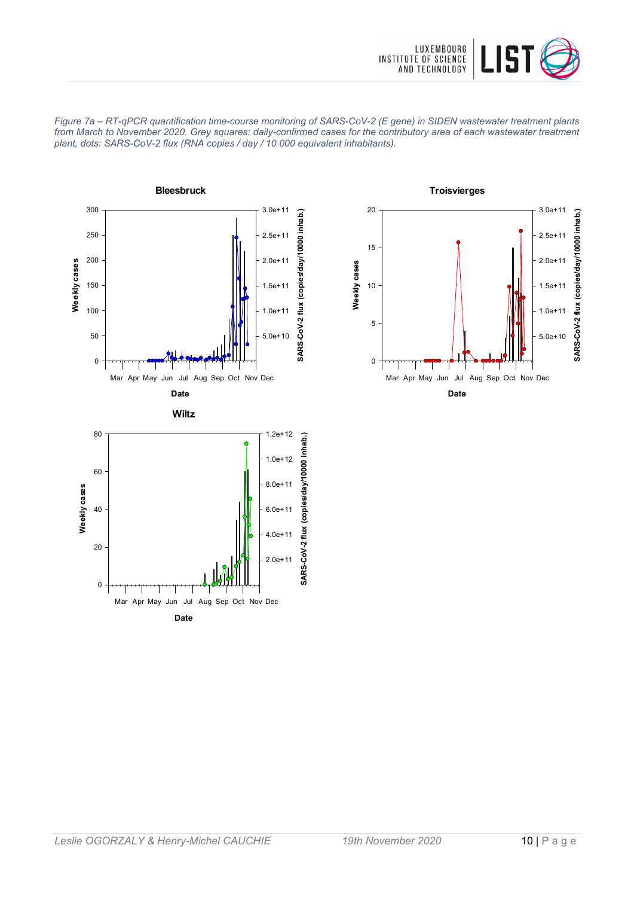*Figure 7a – RT-qPCR quantification time-course monitoring of SARS-CoV-2 (E gene) in SIDEN wastewater treatment plants from March to November 2020. Grey squares: daily-confirmed cases for the contributory area of each wastewater treatment plant, dots: SARS-CoV-2 flux (RNA copies / day / 10 000 equivalent inhabitants).*

**Bleesbruck**

Weekly cases

300
250
200
150
100
50
0

3.0e+11
2.5e+11
2.0e+11
1.5e+11
1.0e+11
5.0e+10

SARS-CoV-2 flux (copies/day/10000 inhab.)

Mar Apr May Jun Jul Aug Sep Oct Nov Dec

Date

**Troisvierges**

Weekly cases

20
15
10
5
0

3.0e+11
2.5e+11
2.0e+11
1.5e+11
1.0e+11
5.0e+10

SARS-CoV-2 flux (copies/day/10000 inhab.)

Mar Apr May Jun Jul Aug Sep Oct Nov Dec

Date

**Wiltz**

Weekly cases

80
60
40
20
0

1.2e+12
1.0e+12
8.0e+11
6.0e+11
4.0e+11
2.0e+11

SARS-CoV-2 flux (copies/day/10000 inhab.)

Mar Apr May Jun Jul Aug Sep Oct Nov Dec

Date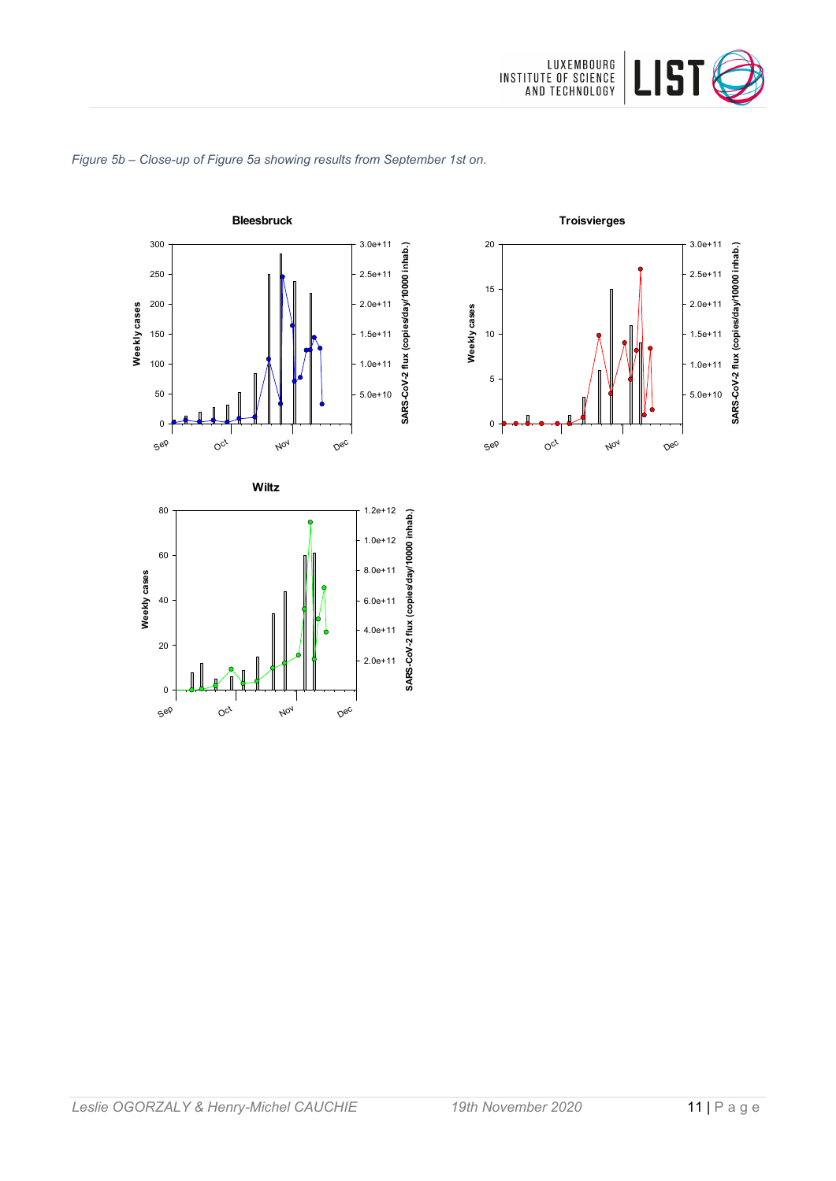*Figure 5b – Close-up of Figure 5a showing results from September 1st on.*

**Bleesbruck**

Weekly cases

0
50
100
150
200
250
300

SARS-CoV-2 flux (copies/day/10000 inhab.)

0
5.0e+10
1.0e+11
1.5e+11
2.0e+11
2.5e+11
3.0e+11

Sep
Oct
Nov
Dec

**Troisvierges**

Weekly cases

0
5
10
15
20

SARS-CoV-2 flux (copies/day/10000 inhab.)

5.0e+10
1.0e+11
1.5e+11
2.0e+11
2.5e+11
3.0e+11

Sep
Oct
Nov
Dec

**Wiltz**

Weekly cases

0
20
40
60
80

SARS-CoV-2 flux (copies/day/10000 inhab.)

2.0e+11
4.0e+11
6.0e+11
8.0e+11
1.0e+12
1.2e+12

Sep
Oct
Nov
Dec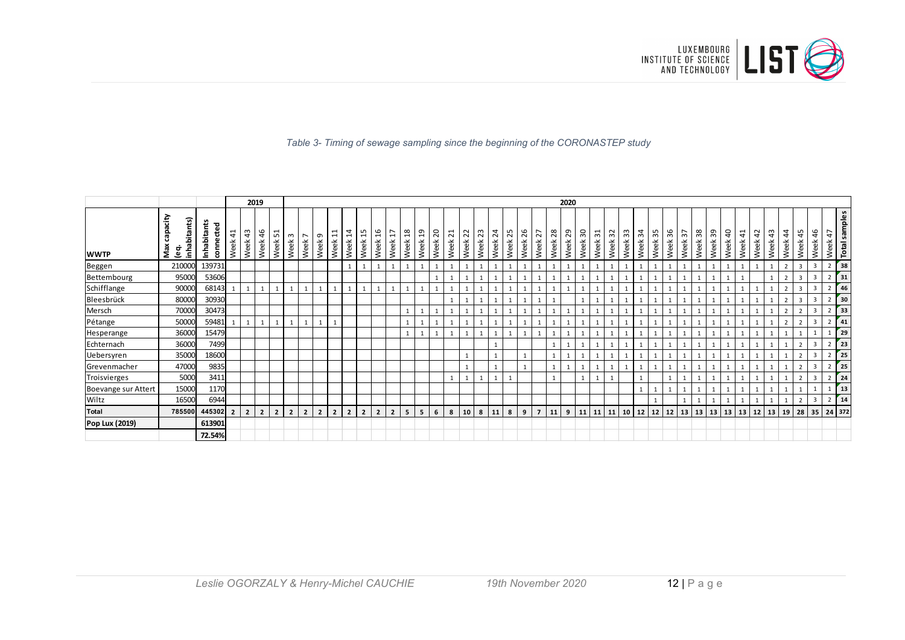*Table 3- Timing of sewage sampling since the beginning of the CORONASTEP study*

| | | | 2019 | | | | 2020 | | | | | | | | | | | | | | | | | | | | | | | | | | | | | | | | | | | | | | |
|---|---|---|---|---|---|---|---|---|---|---|---|---|---|---|---|---|---|---|---|---|---|---|---|---|---|---|---|---|---|---|---|---|---|---|---|---|---|---|---|---|---|---|---|---|---|
| **WWTP** | **Max capacity (eq. inhabitants)** | **Inhabitants connected** | Week 41 | Week 43 | Week 46 | Week 51 | Week 3 | Week 7 | Week 9 | Week 11 | Week 14 | Week 15 | Week 16 | Week 17 | Week 18 | Week 19 | Week 20 | Week 21 | Week 22 | Week 23 | Week 24 | Week 25 | Week 26 | Week 27 | Week 28 | Week 29 | Week 30 | Week 31 | Week 32 | Week 33 | Week 34 | Week 35 | Week 36 | Week 37 | Week 38 | Week 39 | Week 40 | Week 41 | Week 42 | Week 43 | Week 44 | Week 45 | Week 46 | Week 47 | **Total samples** |
| Beggen | 210000 | 139731 | | | | | | | | | 1 | 1 | 1 | 1 | 1 | 1 | 1 | 1 | 1 | 1 | 1 | 1 | 1 | 1 | 1 | 1 | 1 | 1 | 1 | 1 | 1 | 1 | 1 | 1 | 1 | 1 | 1 | 1 | 1 | 1 | 2 | 3 | 3 | 2 | **38** |
| Bettembourg | 95000 | 53606 | | | | | | | | | | | | | | | 1 | 1 | 1 | 1 | 1 | 1 | 1 | 1 | 1 | 1 | 1 | 1 | 1 | 1 | 1 | 1 | 1 | 1 | 1 | 1 | 1 | 1 | | 1 | 2 | 3 | 3 | 2 | **31** |
| Schifflange | 90000 | 68143 | 1 | 1 | 1 | 1 | 1 | 1 | 1 | 1 | 1 | 1 | 1 | 1 | 1 | 1 | 1 | 1 | 1 | 1 | 1 | 1 | 1 | 1 | 1 | 1 | 1 | 1 | 1 | 1 | 1 | 1 | 1 | 1 | 1 | 1 | 1 | 1 | 1 | 1 | 2 | 3 | 3 | 2 | **46** |
| Bleesbrück | 80000 | 30930 | | | | | | | | | | | | | | | | 1 | 1 | 1 | 1 | 1 | 1 | 1 | 1 | | 1 | 1 | 1 | 1 | 1 | 1 | 1 | 1 | 1 | 1 | 1 | 1 | 1 | 1 | 2 | 3 | 3 | 2 | **30** |
| Mersch | 70000 | 30473 | | | | | | | | | | | | | 1 | 1 | 1 | 1 | 1 | 1 | 1 | 1 | 1 | 1 | 1 | 1 | 1 | 1 | 1 | 1 | 1 | 1 | 1 | 1 | 1 | 1 | 1 | 1 | 1 | 1 | 2 | 2 | 3 | 2 | **33** |
| Pétange | 50000 | 59481 | 1 | 1 | 1 | 1 | 1 | 1 | 1 | 1 | | | | | 1 | 1 | 1 | 1 | 1 | 1 | 1 | 1 | 1 | 1 | 1 | 1 | 1 | 1 | 1 | 1 | 1 | 1 | 1 | 1 | 1 | 1 | 1 | 1 | 1 | 1 | 2 | 2 | 3 | 2 | **41** |
| Hesperange | 36000 | 15479 | | | | | | | | | | | | | 1 | 1 | 1 | 1 | 1 | 1 | 1 | 1 | 1 | 1 | 1 | 1 | 1 | 1 | 1 | 1 | 1 | 1 | 1 | 1 | 1 | 1 | 1 | 1 | 1 | 1 | 1 | 1 | 1 | 1 | **29** |
| Echternach | 36000 | 7499 | | | | | | | | | | | | | | | | | | | 1 | | | | 1 | 1 | 1 | 1 | 1 | 1 | 1 | 1 | 1 | 1 | 1 | 1 | 1 | 1 | 1 | 1 | 1 | 2 | 3 | 2 | **23** |
| Uebersyren | 35000 | 18600 | | | | | | | | | | | | | | | | | 1 | | | | 1 | | 1 | 1 | 1 | 1 | 1 | 1 | 1 | 1 | 1 | 1 | 1 | 1 | 1 | 1 | 1 | 1 | 1 | 2 | 3 | 2 | **25** |
| Grevenmacher | 47000 | 9835 | | | | | | | | | | | | | | | | | 1 | | 1 | | 1 | | 1 | 1 | 1 | 1 | 1 | 1 | 1 | 1 | 1 | 1 | 1 | 1 | 1 | 1 | 1 | 1 | 1 | 2 | 3 | 2 | **25** |
| Troisvierges | 5000 | 3411 | | | | | | | | | | | | | | | | 1 | 1 | 1 | 1 | 1 | | | 1 | | 1 | 1 | 1 | | 1 | | 1 | 1 | 1 | 1 | 1 | 1 | 1 | 1 | 1 | 2 | 3 | 2 | **24** |
| Boevange sur Attert | 15000 | 1170 | | | | | | | | | | | | | | | | | | | | | | | | | | | | | 1 | 1 | 1 | 1 | 1 | 1 | 1 | 1 | 1 | 1 | 1 | 1 | 1 | 1 | **13** |
| Wiltz | 16500 | 6944 | | | | | | | | | | | | | | | | | | | | | | | | | | | | | | 1 | | 1 | 1 | 1 | 1 | 1 | 1 | 1 | 1 | 2 | 3 | 2 | **14** |
| **Total** | **785500** | **445302** | **2** | **2** | **2** | **2** | **2** | **2** | **2** | **2** | **2** | **2** | **2** | **2** | **5** | **5** | **6** | **8** | **10** | **8** | **11** | **8** | **9** | **7** | **11** | **9** | **11** | **11** | **11** | **10** | **12** | **12** | **12** | **13** | **13** | **13** | **13** | **13** | **12** | **13** | **19** | **28** | **35** | **24** | **372** |
| **Pop Lux (2019)** | | **613901** | | | | | | | | | | | | | | | | | | | | | | | | | | | | | | | | | | | | | | | | | | | |
| | | **72.54%** | | | | | | | | | | | | | | | | | | | | | | | | | | | | | | | | | | | | | | | | | | | |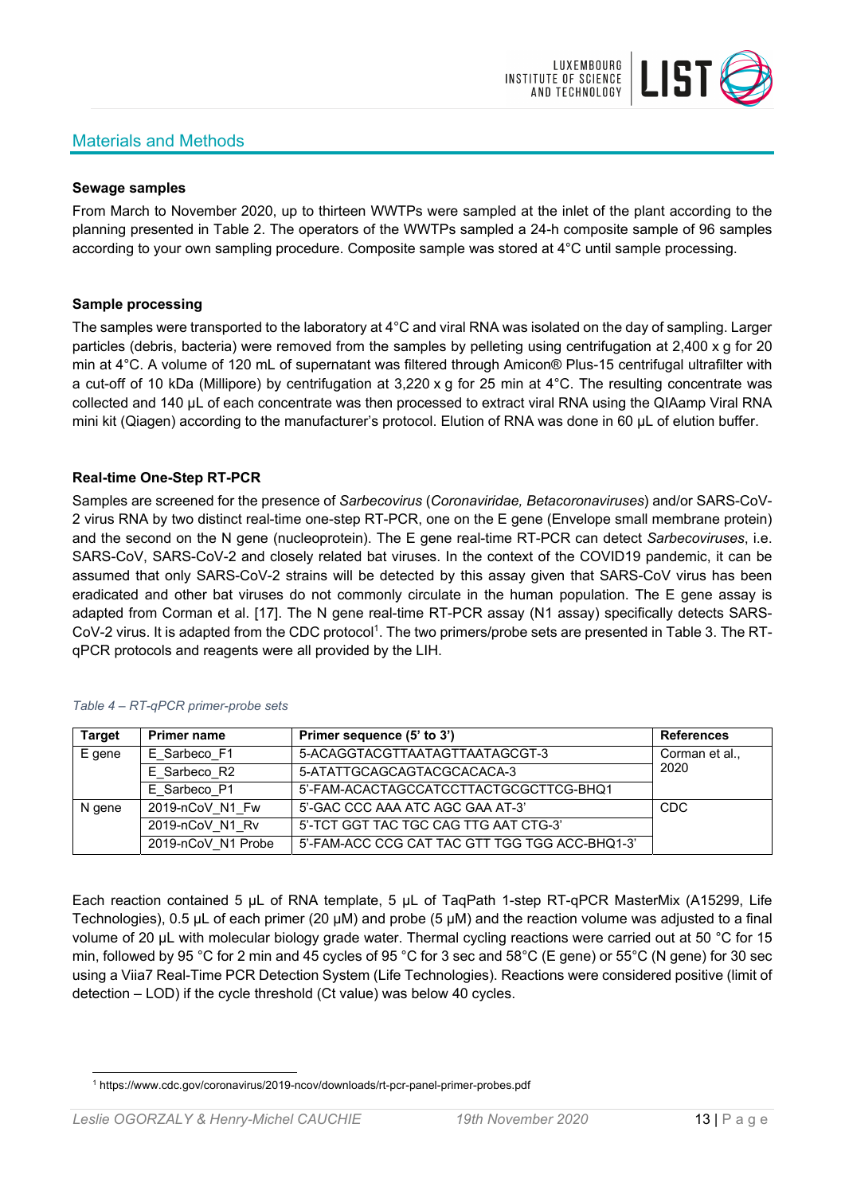## Materials and Methods

**Sewage samples**

From March to November 2020, up to thirteen WWTPs were sampled at the inlet of the plant according to the planning presented in Table 2. The operators of the WWTPs sampled a 24-h composite sample of 96 samples according to your own sampling procedure. Composite sample was stored at 4°C until sample processing.

**Sample processing**

The samples were transported to the laboratory at 4°C and viral RNA was isolated on the day of sampling. Larger particles (debris, bacteria) were removed from the samples by pelleting using centrifugation at 2,400 x g for 20 min at 4°C. A volume of 120 mL of supernatant was filtered through Amicon® Plus-15 centrifugal ultrafilter with a cut-off of 10 kDa (Millipore) by centrifugation at 3,220 x g for 25 min at 4°C. The resulting concentrate was collected and 140 µL of each concentrate was then processed to extract viral RNA using the QIAamp Viral RNA mini kit (Qiagen) according to the manufacturer's protocol. Elution of RNA was done in 60 µL of elution buffer.

**Real-time One-Step RT-PCR**

Samples are screened for the presence of *Sarbecovirus* (*Coronaviridae, Betacoronaviruses*) and/or SARS-CoV-2 virus RNA by two distinct real-time one-step RT-PCR, one on the E gene (Envelope small membrane protein) and the second on the N gene (nucleoprotein). The E gene real-time RT-PCR can detect *Sarbecoviruses*, i.e. SARS-CoV, SARS-CoV-2 and closely related bat viruses. In the context of the COVID19 pandemic, it can be assumed that only SARS-CoV-2 strains will be detected by this assay given that SARS-CoV virus has been eradicated and other bat viruses do not commonly circulate in the human population. The E gene assay is adapted from Corman et al. [17]. The N gene real-time RT-PCR assay (N1 assay) specifically detects SARS-CoV-2 virus. It is adapted from the CDC protocol[1]. The two primers/probe sets are presented in Table 3. The RT-qPCR protocols and reagents were all provided by the LIH.

*Table 4 – RT-qPCR primer-probe sets*

| Target | Primer name | Primer sequence (5' to 3') | References |
|---|---|---|---|
| E gene | E_Sarbeco_F1 | 5-ACAGGTACGTTAATAGTTAATAGCGT-3 | Corman et al., 2020 |
| | E_Sarbeco_R2 | 5-ATATTGCAGCAGTACGCACACA-3 | |
| | E_Sarbeco_P1 | 5'-FAM-ACACTAGCCATCCTTACTGCGCTTCG-BHQ1 | |
| N gene | 2019-nCoV_N1_Fw | 5'-GAC CCC AAA ATC AGC GAA AT-3' | CDC |
| | 2019-nCoV_N1_Rv | 5'-TCT GGT TAC TGC CAG TTG AAT CTG-3' | |
| | 2019-nCoV_N1 Probe | 5'-FAM-ACC CCG CAT TAC GTT TGG TGG ACC-BHQ1-3' | |

Each reaction contained 5 µL of RNA template, 5 µL of TaqPath 1-step RT-qPCR MasterMix (A15299, Life Technologies), 0.5 µL of each primer (20 µM) and probe (5 µM) and the reaction volume was adjusted to a final volume of 20 µL with molecular biology grade water. Thermal cycling reactions were carried out at 50 °C for 15 min, followed by 95 °C for 2 min and 45 cycles of 95 °C for 3 sec and 58°C (E gene) or 55°C (N gene) for 30 sec using a Viia7 Real-Time PCR Detection System (Life Technologies). Reactions were considered positive (limit of detection – LOD) if the cycle threshold (Ct value) was below 40 cycles.

[1] https://www.cdc.gov/coronavirus/2019-ncov/downloads/rt-pcr-panel-primer-probes.pdf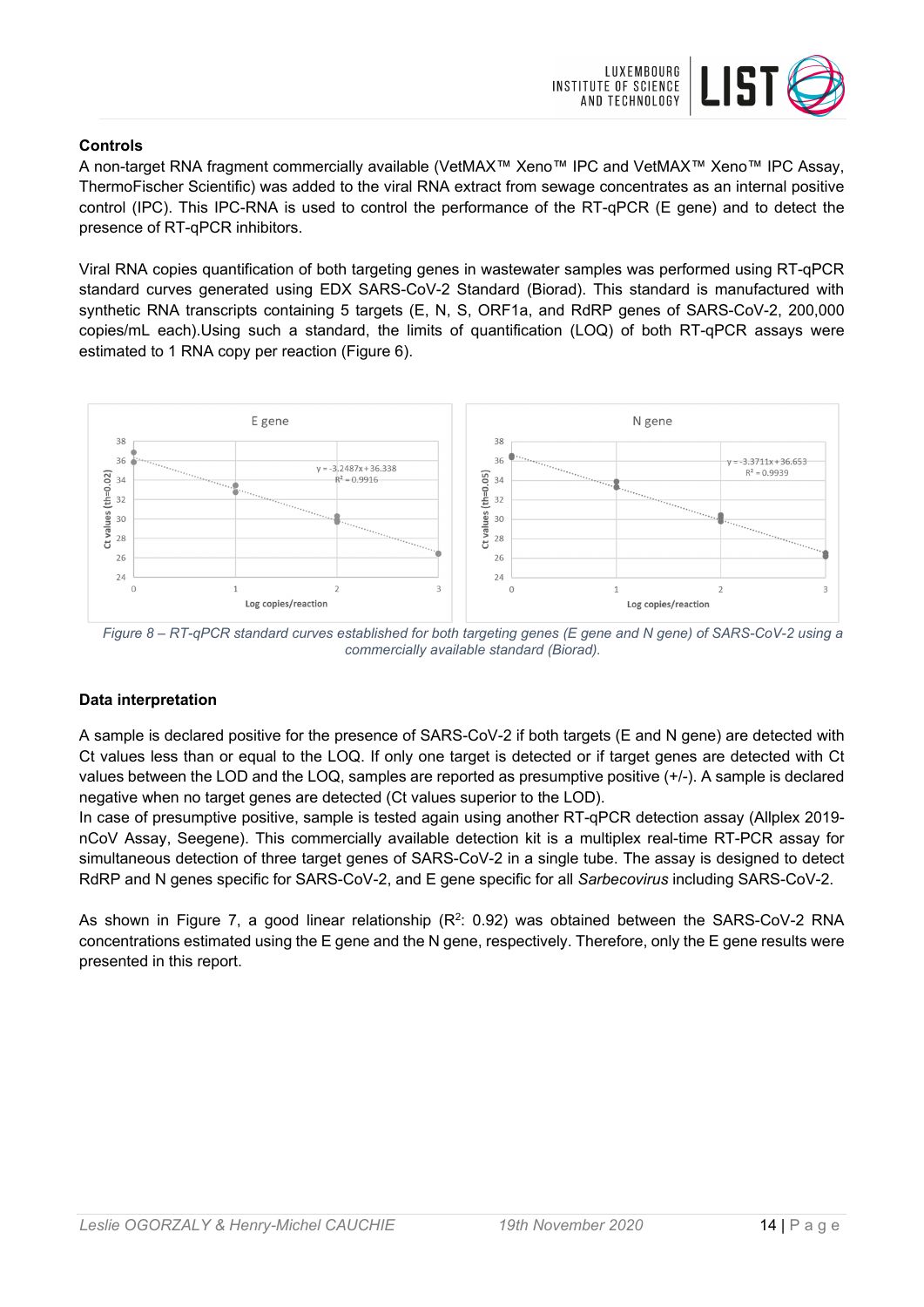**Controls**

A non-target RNA fragment commercially available (VetMAX™ Xeno™ IPC and VetMAX™ Xeno™ IPC Assay, ThermoFischer Scientific) was added to the viral RNA extract from sewage concentrates as an internal positive control (IPC). This IPC-RNA is used to control the performance of the RT-qPCR (E gene) and to detect the presence of RT-qPCR inhibitors.

Viral RNA copies quantification of both targeting genes in wastewater samples was performed using RT-qPCR standard curves generated using EDX SARS-CoV-2 Standard (Biorad). This standard is manufactured with synthetic RNA transcripts containing 5 targets (E, N, S, ORF1a, and RdRP genes of SARS-CoV-2, 200,000 copies/mL each).Using such a standard, the limits of quantification (LOQ) of both RT-qPCR assays were estimated to 1 RNA copy per reaction (Figure 6).

E gene

y = -3.2487x + 36.338
R² = 0.9916

Ct values (th=0.02)

38
36
34
32
30
28
26
24

0
1
2
3

Log copies/reaction

N gene

y = -3.3711x + 36.653
R² = 0.9939

Ct values (th=0.05)

38
36
34
32
30
28
26
24

0
1
2
3

Log copies/reaction

*Figure 8 – RT-qPCR standard curves established for both targeting genes (E gene and N gene) of SARS-CoV-2 using a commercially available standard (Biorad).*

**Data interpretation**

A sample is declared positive for the presence of SARS-CoV-2 if both targets (E and N gene) are detected with Ct values less than or equal to the LOQ. If only one target is detected or if target genes are detected with Ct values between the LOD and the LOQ, samples are reported as presumptive positive (+/-). A sample is declared negative when no target genes are detected (Ct values superior to the LOD).

In case of presumptive positive, sample is tested again using another RT-qPCR detection assay (Allplex 2019-nCoV Assay, Seegene). This commercially available detection kit is a multiplex real-time RT-PCR assay for simultaneous detection of three target genes of SARS-CoV-2 in a single tube. The assay is designed to detect RdRP and N genes specific for SARS-CoV-2, and E gene specific for all *Sarbecovirus* including SARS-CoV-2.

As shown in Figure 7, a good linear relationship ($R^2$: 0.92) was obtained between the SARS-CoV-2 RNA concentrations estimated using the E gene and the N gene, respectively. Therefore, only the E gene results were presented in this report.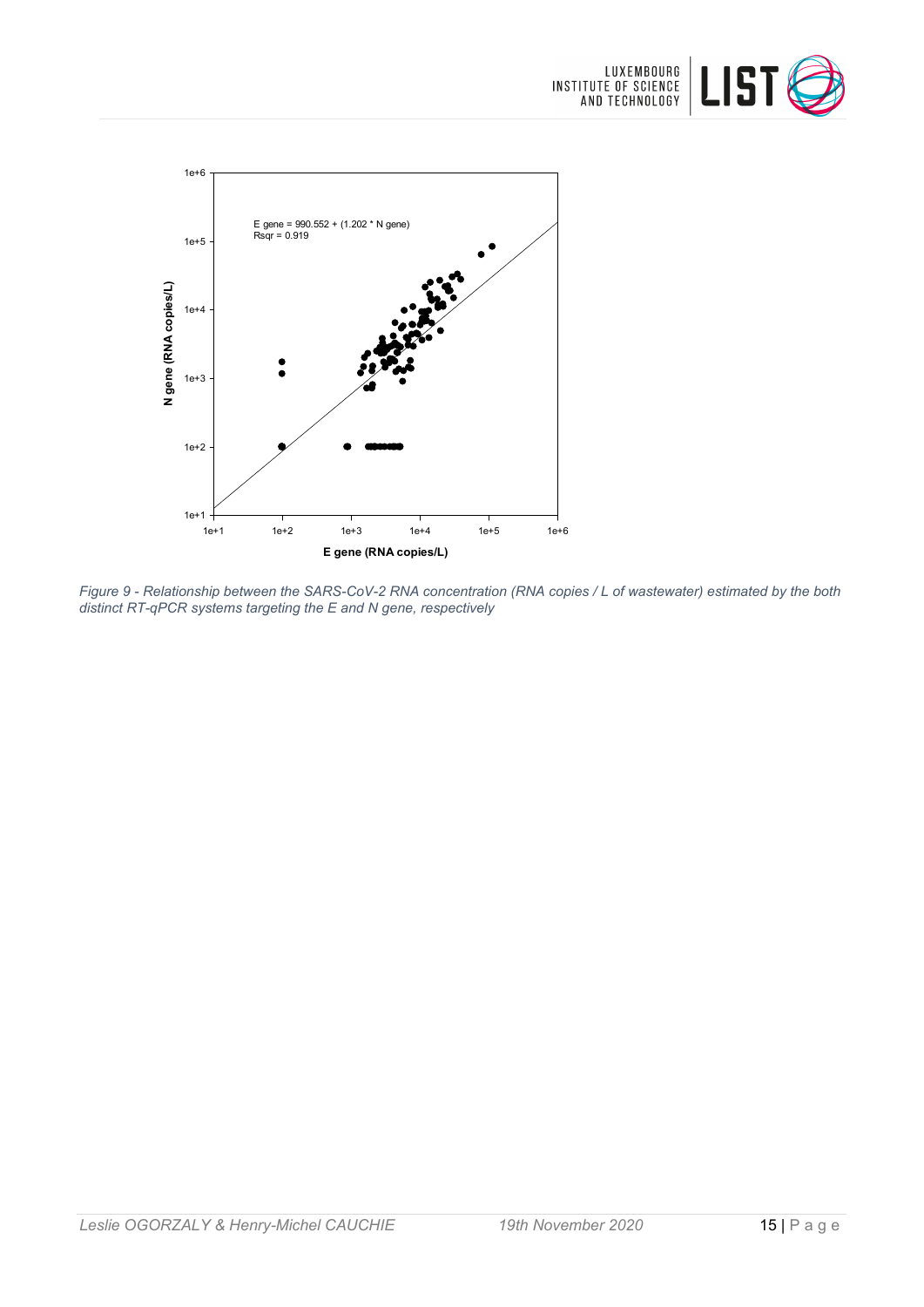1e+6

1e+5

1e+4

1e+3

1e+2

1e+1

N gene (RNA copies/L)

E gene = 990.552 + (1.202 * N gene)
Rsqr = 0.919

1e+1 1e+2 1e+3 1e+4 1e+5 1e+6

E gene (RNA copies/L)

*Figure 9 - Relationship between the SARS-CoV-2 RNA concentration (RNA copies / L of wastewater) estimated by the both distinct RT-qPCR systems targeting the E and N gene, respectively*